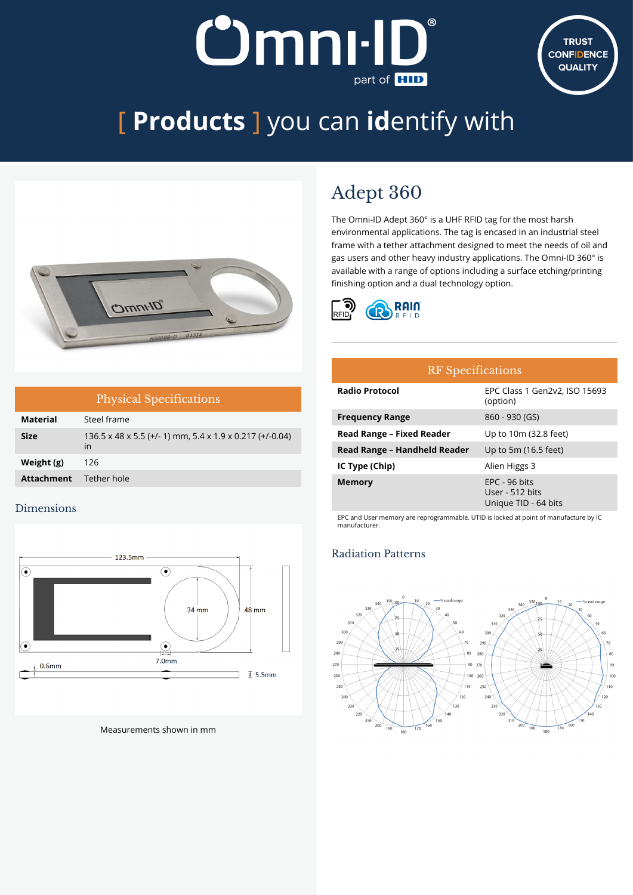# [ Products ] you can identify with

TRUST CONFIDENCE QUALITY

## Adept 360

The Omni-ID Adept 360° is a UHF RFID tag for the most harsh environmental applications. The tag is encased in an industrial steel frame with a tether attachment designed to meet the needs of oil and gas users and other heavy industry applications. The Omni-ID 360° is available with a range of options including a surface etching/printing finishing option and a dual technology option.

### Physical Specifications

| | |
|---|---|
| **Material** | Steel frame |
| **Size** | 136.5 x 48 x 5.5 (+/- 1) mm, 5.4 x 1.9 x 0.217 (+/-0.04) in |
| **Weight (g)** | 126 |
| **Attachment** | Tether hole |

### Dimensions

123.5mm, 34 mm, 48 mm, 7.0mm, 0.6mm, 5.5mm

Measurements shown in mm

### RF Specifications

| | |
|---|---|
| **Radio Protocol** | EPC Class 1 Gen2v2, ISO 15693 (option) |
| **Frequency Range** | 860 - 930 (GS) |
| **Read Range – Fixed Reader** | Up to 10m (32.8 feet) |
| **Read Range – Handheld Reader** | Up to 5m (16.5 feet) |
| **IC Type (Chip)** | Alien Higgs 3 |
| **Memory** | EPC - 96 bits<br>User - 512 bits<br>Unique TID - 64 bits |

EPC and User memory are reprogrammable. UTID is locked at point of manufacture by IC manufacturer.

### Radiation Patterns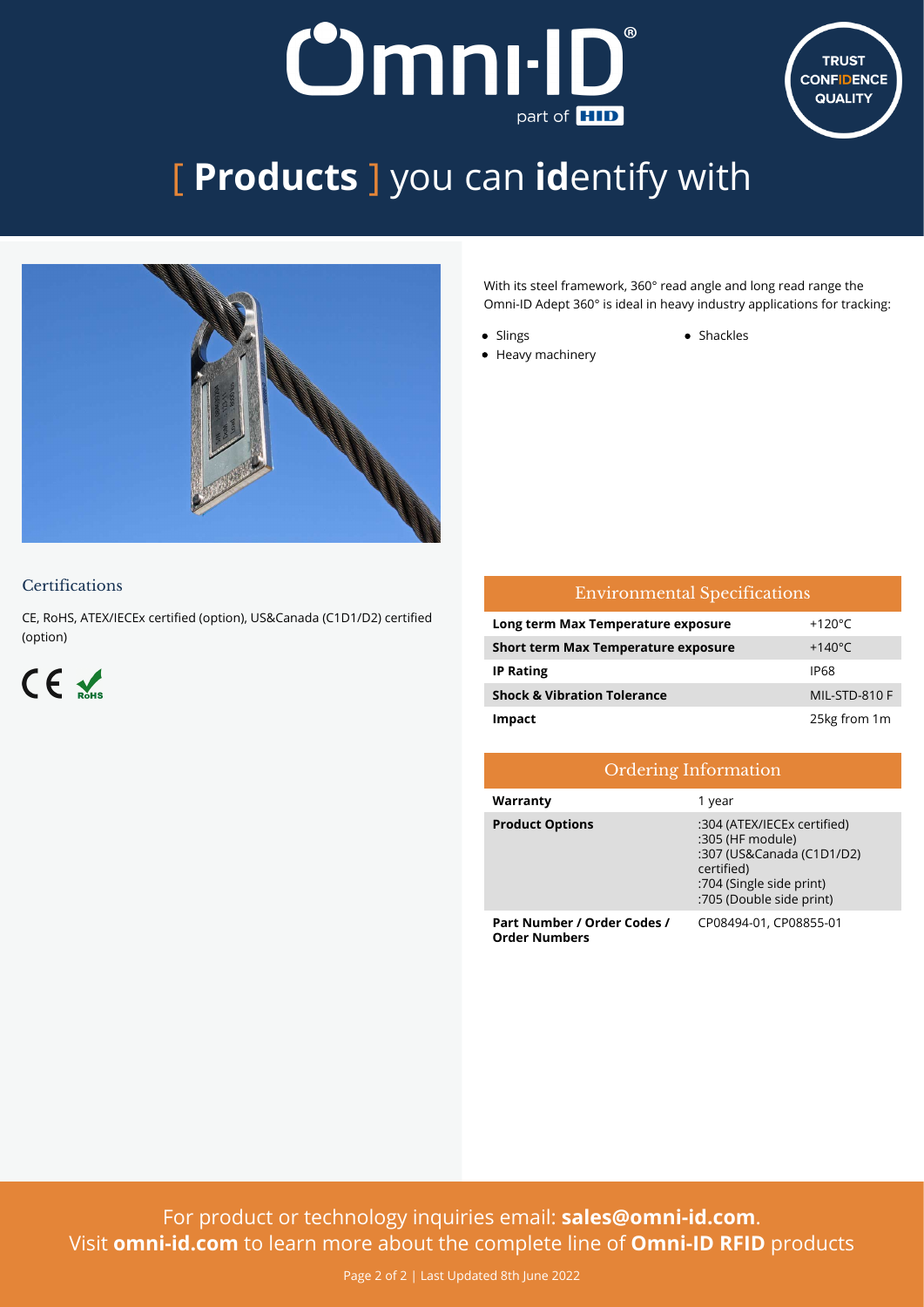# [ **Products** ] you can **id**entify with

With its steel framework, 360° read angle and long read range the Omni-ID Adept 360° is ideal in heavy industry applications for tracking:

- Slings
- Heavy machinery
- Shackles

## Certifications

CE, RoHS, ATEX/IECEx certified (option), US&Canada (C1D1/D2) certified (option)

## Environmental Specifications

| | |
|---|---|
| **Long term Max Temperature exposure** | +120°C |
| **Short term Max Temperature exposure** | +140°C |
| **IP Rating** | IP68 |
| **Shock & Vibration Tolerance** | MIL-STD-810 F |
| **Impact** | 25kg from 1m |

## Ordering Information

| | |
|---|---|
| **Warranty** | 1 year |
| **Product Options** | :304 (ATEX/IECEx certified)<br>:305 (HF module)<br>:307 (US&Canada (C1D1/D2) certified)<br>:704 (Single side print)<br>:705 (Double side print) |
| **Part Number / Order Codes / Order Numbers** | CP08494-01, CP08855-01 |

For product or technology inquiries email: **sales@omni-id.com**.
Visit **omni-id.com** to learn more about the complete line of **Omni-ID RFID** products

Last Updated 8th June 2022